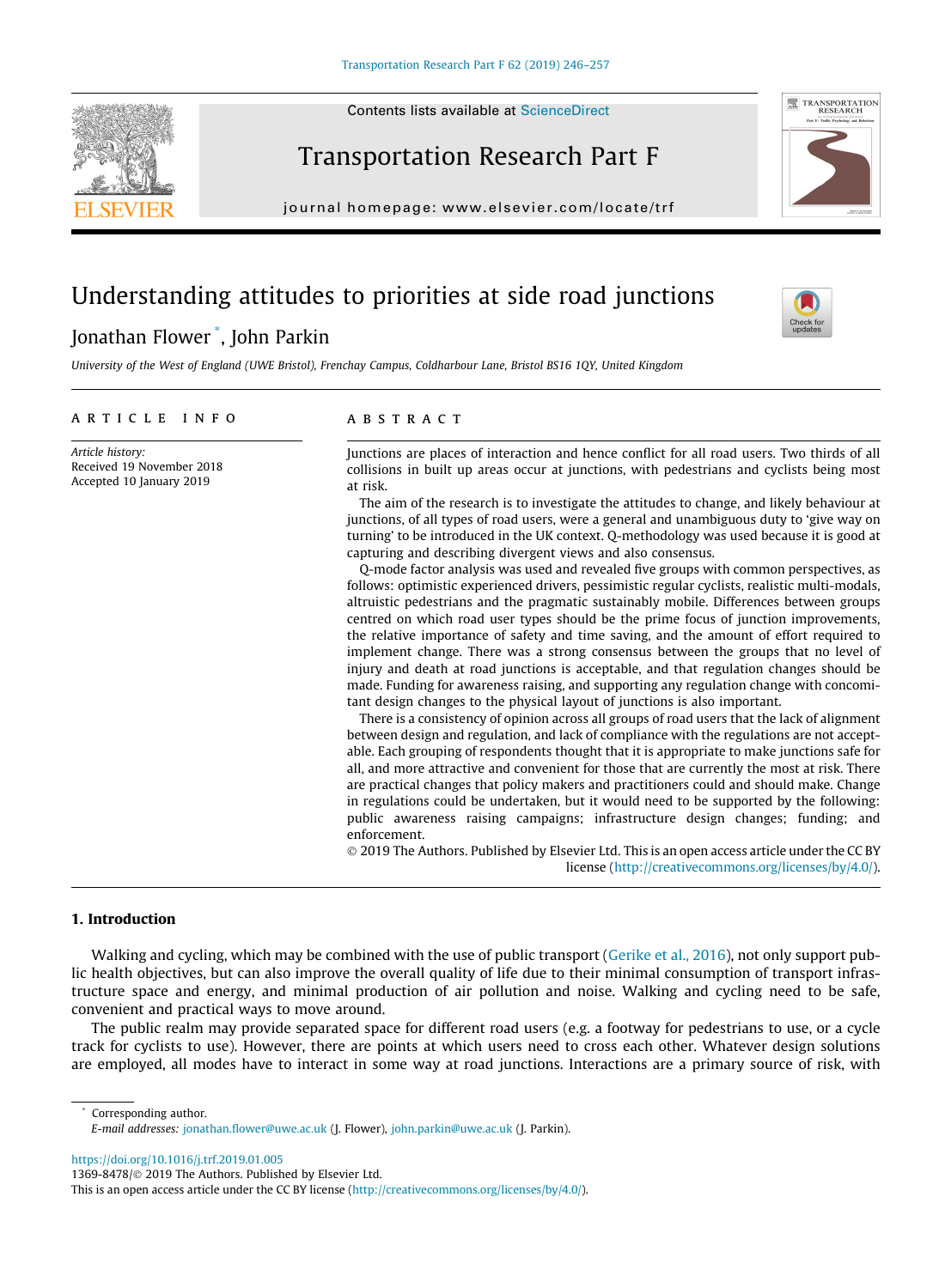# Understanding attitudes to priorities at side road junctions

Jonathan Flower [*], John Parkin

*University of the West of England (UWE Bristol), Frenchay Campus, Coldharbour Lane, Bristol BS16 1QY, United Kingdom*

## ARTICLE INFO

*Article history:*
Received 19 November 2018
Accepted 10 January 2019

## ABSTRACT

Junctions are places of interaction and hence conflict for all road users. Two thirds of all collisions in built up areas occur at junctions, with pedestrians and cyclists being most at risk.

The aim of the research is to investigate the attitudes to change, and likely behaviour at junctions, of all types of road users, were a general and unambiguous duty to 'give way on turning' to be introduced in the UK context. Q-methodology was used because it is good at capturing and describing divergent views and also consensus.

Q-mode factor analysis was used and revealed five groups with common perspectives, as follows: optimistic experienced drivers, pessimistic regular cyclists, realistic multi-modals, altruistic pedestrians and the pragmatic sustainably mobile. Differences between groups centred on which road user types should be the prime focus of junction improvements, the relative importance of safety and time saving, and the amount of effort required to implement change. There was a strong consensus between the groups that no level of injury and death at road junctions is acceptable, and that regulation changes should be made. Funding for awareness raising, and supporting any regulation change with concomitant design changes to the physical layout of junctions is also important.

There is a consistency of opinion across all groups of road users that the lack of alignment between design and regulation, and lack of compliance with the regulations are not acceptable. Each grouping of respondents thought that it is appropriate to make junctions safe for all, and more attractive and convenient for those that are currently the most at risk. There are practical changes that policy makers and practitioners could and should make. Change in regulations could be undertaken, but it would need to be supported by the following: public awareness raising campaigns; infrastructure design changes; funding; and enforcement.

© 2019 The Authors. Published by Elsevier Ltd. This is an open access article under the CC BY license (http://creativecommons.org/licenses/by/4.0/).

## 1. Introduction

Walking and cycling, which may be combined with the use of public transport (Gerike et al., 2016), not only support public health objectives, but can also improve the overall quality of life due to their minimal consumption of transport infrastructure space and energy, and minimal production of air pollution and noise. Walking and cycling need to be safe, convenient and practical ways to move around.

The public realm may provide separated space for different road users (e.g. a footway for pedestrians to use, or a cycle track for cyclists to use). However, there are points at which users need to cross each other. Whatever design solutions are employed, all modes have to interact in some way at road junctions. Interactions are a primary source of risk, with

---

[*] Corresponding author.
*E-mail addresses:* jonathan.flower@uwe.ac.uk (J. Flower), john.parkin@uwe.ac.uk (J. Parkin).

https://doi.org/10.1016/j.trf.2019.01.005
1369-8478/© 2019 The Authors. Published by Elsevier Ltd.
This is an open access article under the CC BY license (http://creativecommons.org/licenses/by/4.0/).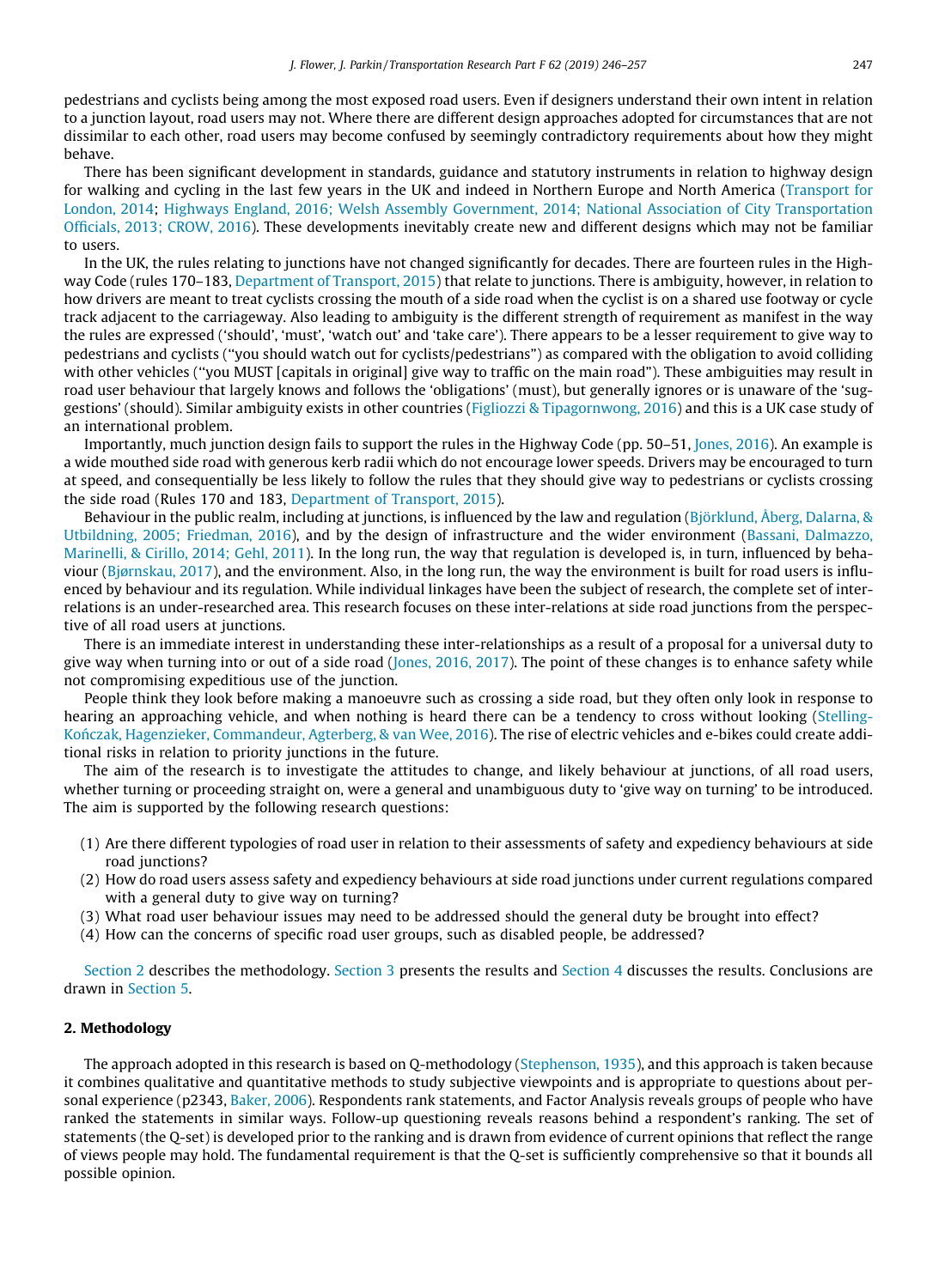pedestrians and cyclists being among the most exposed road users. Even if designers understand their own intent in relation to a junction layout, road users may not. Where there are different design approaches adopted for circumstances that are not dissimilar to each other, road users may become confused by seemingly contradictory requirements about how they might behave.

There has been significant development in standards, guidance and statutory instruments in relation to highway design for walking and cycling in the last few years in the UK and indeed in Northern Europe and North America (Transport for London, 2014; Highways England, 2016; Welsh Assembly Government, 2014; National Association of City Transportation Officials, 2013; CROW, 2016). These developments inevitably create new and different designs which may not be familiar to users.

In the UK, the rules relating to junctions have not changed significantly for decades. There are fourteen rules in the Highway Code (rules 170–183, Department of Transport, 2015) that relate to junctions. There is ambiguity, however, in relation to how drivers are meant to treat cyclists crossing the mouth of a side road when the cyclist is on a shared use footway or cycle track adjacent to the carriageway. Also leading to ambiguity is the different strength of requirement as manifest in the way the rules are expressed ('should', 'must', 'watch out' and 'take care'). There appears to be a lesser requirement to give way to pedestrians and cyclists ("you should watch out for cyclists/pedestrians") as compared with the obligation to avoid colliding with other vehicles ("you MUST [capitals in original] give way to traffic on the main road"). These ambiguities may result in road user behaviour that largely knows and follows the 'obligations' (must), but generally ignores or is unaware of the 'suggestions' (should). Similar ambiguity exists in other countries (Figliozzi & Tipagornwong, 2016) and this is a UK case study of an international problem.

Importantly, much junction design fails to support the rules in the Highway Code (pp. 50–51, Jones, 2016). An example is a wide mouthed side road with generous kerb radii which do not encourage lower speeds. Drivers may be encouraged to turn at speed, and consequentially be less likely to follow the rules that they should give way to pedestrians or cyclists crossing the side road (Rules 170 and 183, Department of Transport, 2015).

Behaviour in the public realm, including at junctions, is influenced by the law and regulation (Björklund, Åberg, Dalarna, & Utbildning, 2005; Friedman, 2016), and by the design of infrastructure and the wider environment (Bassani, Dalmazzo, Marinelli, & Cirillo, 2014; Gehl, 2011). In the long run, the way that regulation is developed is, in turn, influenced by behaviour (Bjørnskau, 2017), and the environment. Also, in the long run, the way the environment is built for road users is influenced by behaviour and its regulation. While individual linkages have been the subject of research, the complete set of inter-relations is an under-researched area. This research focuses on these inter-relations at side road junctions from the perspective of all road users at junctions.

There is an immediate interest in understanding these inter-relationships as a result of a proposal for a universal duty to give way when turning into or out of a side road (Jones, 2016, 2017). The point of these changes is to enhance safety while not compromising expeditious use of the junction.

People think they look before making a manoeuvre such as crossing a side road, but they often only look in response to hearing an approaching vehicle, and when nothing is heard there can be a tendency to cross without looking (Stelling-Kończak, Hagenzieker, Commandeur, Agterberg, & van Wee, 2016). The rise of electric vehicles and e-bikes could create additional risks in relation to priority junctions in the future.

The aim of the research is to investigate the attitudes to change, and likely behaviour at junctions, of all road users, whether turning or proceeding straight on, were a general and unambiguous duty to 'give way on turning' to be introduced. The aim is supported by the following research questions:

(1) Are there different typologies of road user in relation to their assessments of safety and expediency behaviours at side road junctions?
(2) How do road users assess safety and expediency behaviours at side road junctions under current regulations compared with a general duty to give way on turning?
(3) What road user behaviour issues may need to be addressed should the general duty be brought into effect?
(4) How can the concerns of specific road user groups, such as disabled people, be addressed?

Section 2 describes the methodology. Section 3 presents the results and Section 4 discusses the results. Conclusions are drawn in Section 5.

## 2. Methodology

The approach adopted in this research is based on Q-methodology (Stephenson, 1935), and this approach is taken because it combines qualitative and quantitative methods to study subjective viewpoints and is appropriate to questions about personal experience (p2343, Baker, 2006). Respondents rank statements, and Factor Analysis reveals groups of people who have ranked the statements in similar ways. Follow-up questioning reveals reasons behind a respondent's ranking. The set of statements (the Q-set) is developed prior to the ranking and is drawn from evidence of current opinions that reflect the range of views people may hold. The fundamental requirement is that the Q-set is sufficiently comprehensive so that it bounds all possible opinion.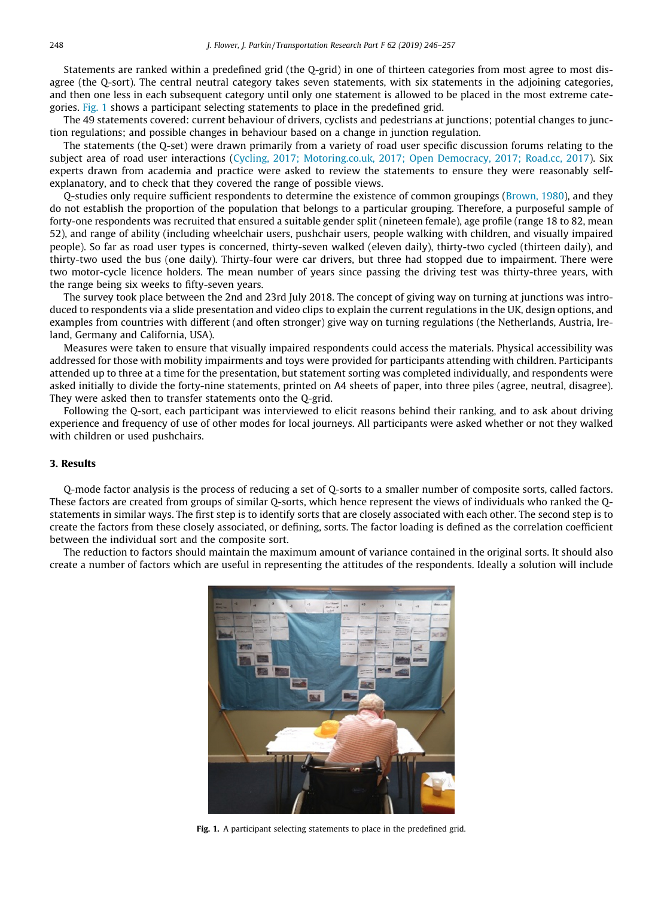Statements are ranked within a predefined grid (the Q-grid) in one of thirteen categories from most agree to most disagree (the Q-sort). The central neutral category takes seven statements, with six statements in the adjoining categories, and then one less in each subsequent category until only one statement is allowed to be placed in the most extreme categories. Fig. 1 shows a participant selecting statements to place in the predefined grid.

The 49 statements covered: current behaviour of drivers, cyclists and pedestrians at junctions; potential changes to junction regulations; and possible changes in behaviour based on a change in junction regulation.

The statements (the Q-set) were drawn primarily from a variety of road user specific discussion forums relating to the subject area of road user interactions (Cycling, 2017; Motoring.co.uk, 2017; Open Democracy, 2017; Road.cc, 2017). Six experts drawn from academia and practice were asked to review the statements to ensure they were reasonably self-explanatory, and to check that they covered the range of possible views.

Q-studies only require sufficient respondents to determine the existence of common groupings (Brown, 1980), and they do not establish the proportion of the population that belongs to a particular grouping. Therefore, a purposeful sample of forty-one respondents was recruited that ensured a suitable gender split (nineteen female), age profile (range 18 to 82, mean 52), and range of ability (including wheelchair users, pushchair users, people walking with children, and visually impaired people). So far as road user types is concerned, thirty-seven walked (eleven daily), thirty-two cycled (thirteen daily), and thirty-two used the bus (one daily). Thirty-four were car drivers, but three had stopped due to impairment. There were two motor-cycle licence holders. The mean number of years since passing the driving test was thirty-three years, with the range being six weeks to fifty-seven years.

The survey took place between the 2nd and 23rd July 2018. The concept of giving way on turning at junctions was introduced to respondents via a slide presentation and video clips to explain the current regulations in the UK, design options, and examples from countries with different (and often stronger) give way on turning regulations (the Netherlands, Austria, Ireland, Germany and California, USA).

Measures were taken to ensure that visually impaired respondents could access the materials. Physical accessibility was addressed for those with mobility impairments and toys were provided for participants attending with children. Participants attended up to three at a time for the presentation, but statement sorting was completed individually, and respondents were asked initially to divide the forty-nine statements, printed on A4 sheets of paper, into three piles (agree, neutral, disagree). They were asked then to transfer statements onto the Q-grid.

Following the Q-sort, each participant was interviewed to elicit reasons behind their ranking, and to ask about driving experience and frequency of use of other modes for local journeys. All participants were asked whether or not they walked with children or used pushchairs.

## 3. Results

Q-mode factor analysis is the process of reducing a set of Q-sorts to a smaller number of composite sorts, called factors. These factors are created from groups of similar Q-sorts, which hence represent the views of individuals who ranked the Q-statements in similar ways. The first step is to identify sorts that are closely associated with each other. The second step is to create the factors from these closely associated, or defining, sorts. The factor loading is defined as the correlation coefficient between the individual sort and the composite sort.

The reduction to factors should maintain the maximum amount of variance contained in the original sorts. It should also create a number of factors which are useful in representing the attitudes of the respondents. Ideally a solution will include

**Fig. 1.** A participant selecting statements to place in the predefined grid.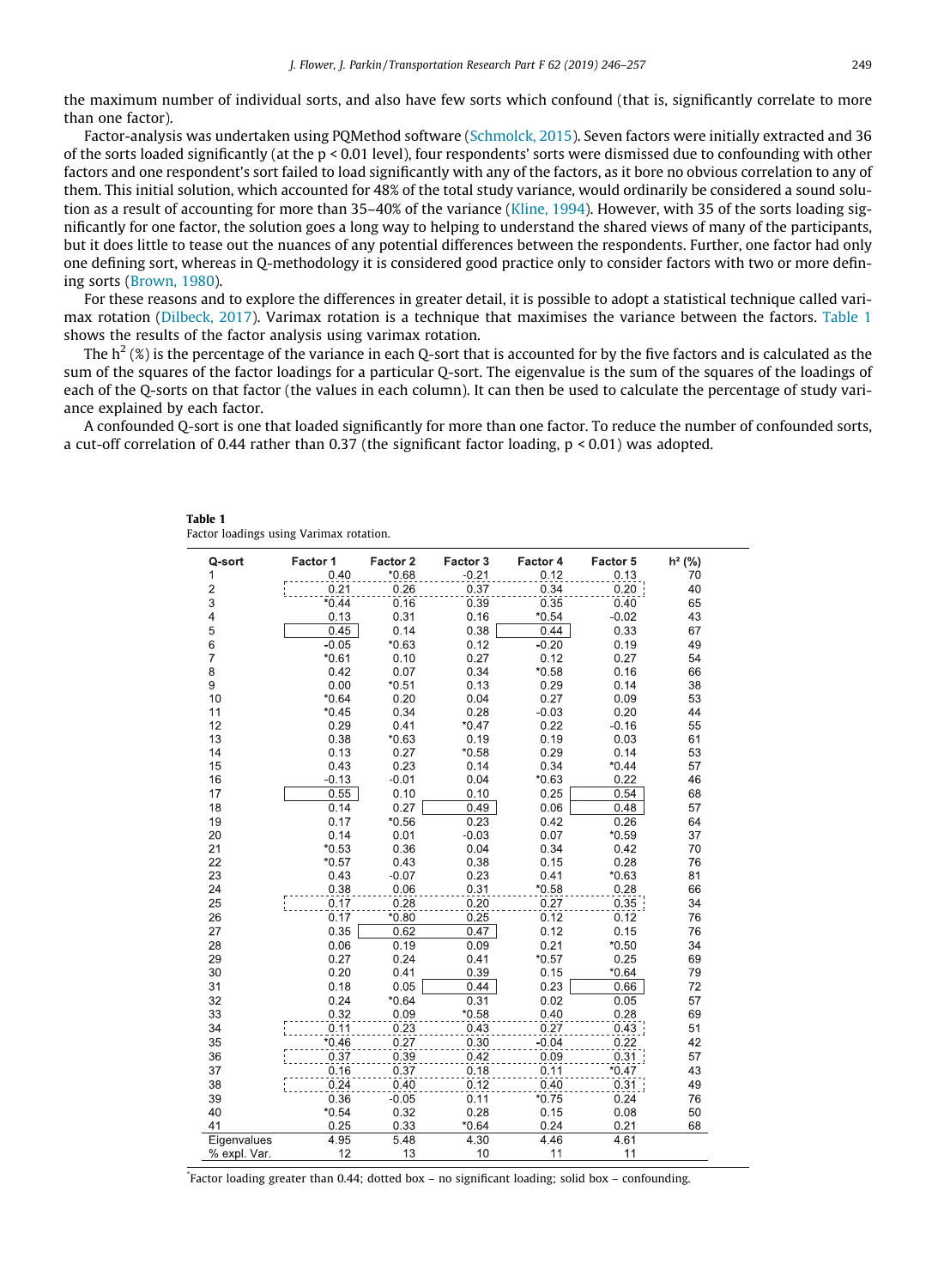the maximum number of individual sorts, and also have few sorts which confound (that is, significantly correlate to more than one factor).

Factor-analysis was undertaken using PQMethod software (Schmolck, 2015). Seven factors were initially extracted and 36 of the sorts loaded significantly (at the p < 0.01 level), four respondents' sorts were dismissed due to confounding with other factors and one respondent's sort failed to load significantly with any of the factors, as it bore no obvious correlation to any of them. This initial solution, which accounted for 48% of the total study variance, would ordinarily be considered a sound solution as a result of accounting for more than 35–40% of the variance (Kline, 1994). However, with 35 of the sorts loading significantly for one factor, the solution goes a long way to helping to understand the shared views of many of the participants, but it does little to tease out the nuances of any potential differences between the respondents. Further, one factor had only one defining sort, whereas in Q-methodology it is considered good practice only to consider factors with two or more defining sorts (Brown, 1980).

For these reasons and to explore the differences in greater detail, it is possible to adopt a statistical technique called varimax rotation (Dilbeck, 2017). Varimax rotation is a technique that maximises the variance between the factors. Table 1 shows the results of the factor analysis using varimax rotation.

The $h^2$ (%) is the percentage of the variance in each Q-sort that is accounted for by the five factors and is calculated as the sum of the squares of the factor loadings for a particular Q-sort. The eigenvalue is the sum of the squares of the loadings of each of the Q-sorts on that factor (the values in each column). It can then be used to calculate the percentage of study variance explained by each factor.

A confounded Q-sort is one that loaded significantly for more than one factor. To reduce the number of confounded sorts, a cut-off correlation of 0.44 rather than 0.37 (the significant factor loading, p < 0.01) was adopted.

**Table 1**
Factor loadings using Varimax rotation.

| Q-sort | Factor 1 | Factor 2 | Factor 3 | Factor 4 | Factor 5 | h² (%) |
|---|---|---|---|---|---|---|
| 1 | 0.40 | *0.68 | -0.21 | 0.12 | 0.13 | 70 |
| 2 | 0.21 | 0.26 | 0.37 | 0.34 | 0.20 | 40 |
| 3 | *0.44 | 0.16 | 0.39 | 0.35 | 0.40 | 65 |
| 4 | 0.13 | 0.31 | 0.16 | *0.54 | -0.02 | 43 |
| 5 | 0.45 | 0.14 | 0.38 | 0.44 | 0.33 | 67 |
| 6 | -0.05 | *0.63 | 0.12 | -0.20 | 0.19 | 49 |
| 7 | *0.61 | 0.10 | 0.27 | 0.12 | 0.27 | 54 |
| 8 | 0.42 | 0.07 | 0.34 | *0.58 | 0.16 | 66 |
| 9 | 0.00 | *0.51 | 0.13 | 0.29 | 0.14 | 38 |
| 10 | *0.64 | 0.20 | 0.04 | 0.27 | 0.09 | 53 |
| 11 | *0.45 | 0.34 | 0.28 | -0.03 | 0.20 | 44 |
| 12 | 0.29 | 0.41 | *0.47 | 0.22 | -0.16 | 55 |
| 13 | 0.38 | *0.63 | 0.19 | 0.19 | 0.03 | 61 |
| 14 | 0.13 | 0.27 | *0.58 | 0.29 | 0.14 | 53 |
| 15 | 0.43 | 0.23 | 0.14 | 0.34 | *0.44 | 57 |
| 16 | -0.13 | -0.01 | 0.04 | *0.63 | 0.22 | 46 |
| 17 | 0.55 | 0.10 | 0.10 | 0.25 | 0.54 | 68 |
| 18 | 0.14 | 0.27 | 0.49 | 0.06 | 0.48 | 57 |
| 19 | 0.17 | *0.56 | 0.23 | 0.42 | 0.26 | 64 |
| 20 | 0.14 | 0.01 | -0.03 | 0.07 | *0.59 | 37 |
| 21 | *0.53 | 0.36 | 0.04 | 0.34 | 0.42 | 70 |
| 22 | *0.57 | 0.43 | 0.38 | 0.15 | 0.28 | 76 |
| 23 | 0.43 | -0.07 | 0.23 | 0.41 | *0.63 | 81 |
| 24 | 0.38 | 0.06 | 0.31 | *0.58 | 0.28 | 66 |
| 25 | 0.17 | 0.28 | 0.20 | 0.27 | 0.35 | 34 |
| 26 | 0.17 | *0.80 | 0.25 | 0.12 | 0.12 | 76 |
| 27 | 0.35 | 0.62 | 0.47 | 0.12 | 0.15 | 76 |
| 28 | 0.06 | 0.19 | 0.09 | 0.21 | *0.50 | 34 |
| 29 | 0.27 | 0.24 | 0.41 | *0.57 | 0.25 | 69 |
| 30 | 0.20 | 0.41 | 0.39 | 0.15 | *0.64 | 79 |
| 31 | 0.18 | 0.05 | 0.44 | 0.23 | 0.66 | 72 |
| 32 | 0.24 | *0.64 | 0.31 | 0.02 | 0.05 | 57 |
| 33 | 0.32 | 0.09 | *0.58 | 0.40 | 0.28 | 69 |
| 34 | 0.11 | 0.23 | 0.43 | 0.27 | 0.43 | 51 |
| 35 | *0.46 | 0.27 | 0.30 | -0.04 | 0.22 | 42 |
| 36 | 0.37 | 0.39 | 0.42 | 0.09 | 0.31 | 57 |
| 37 | 0.16 | 0.37 | 0.18 | 0.11 | *0.47 | 43 |
| 38 | 0.24 | 0.40 | 0.12 | 0.40 | 0.31 | 49 |
| 39 | 0.36 | -0.05 | 0.11 | *0.75 | 0.24 | 76 |
| 40 | *0.54 | 0.32 | 0.28 | 0.15 | 0.08 | 50 |
| 41 | 0.25 | 0.33 | *0.64 | 0.24 | 0.21 | 68 |
| Eigenvalues | 4.95 | 5.48 | 4.30 | 4.46 | 4.61 | |
| % expl. Var. | 12 | 13 | 10 | 11 | 11 | |

*Factor loading greater than 0.44; dotted box – no significant loading; solid box – confounding.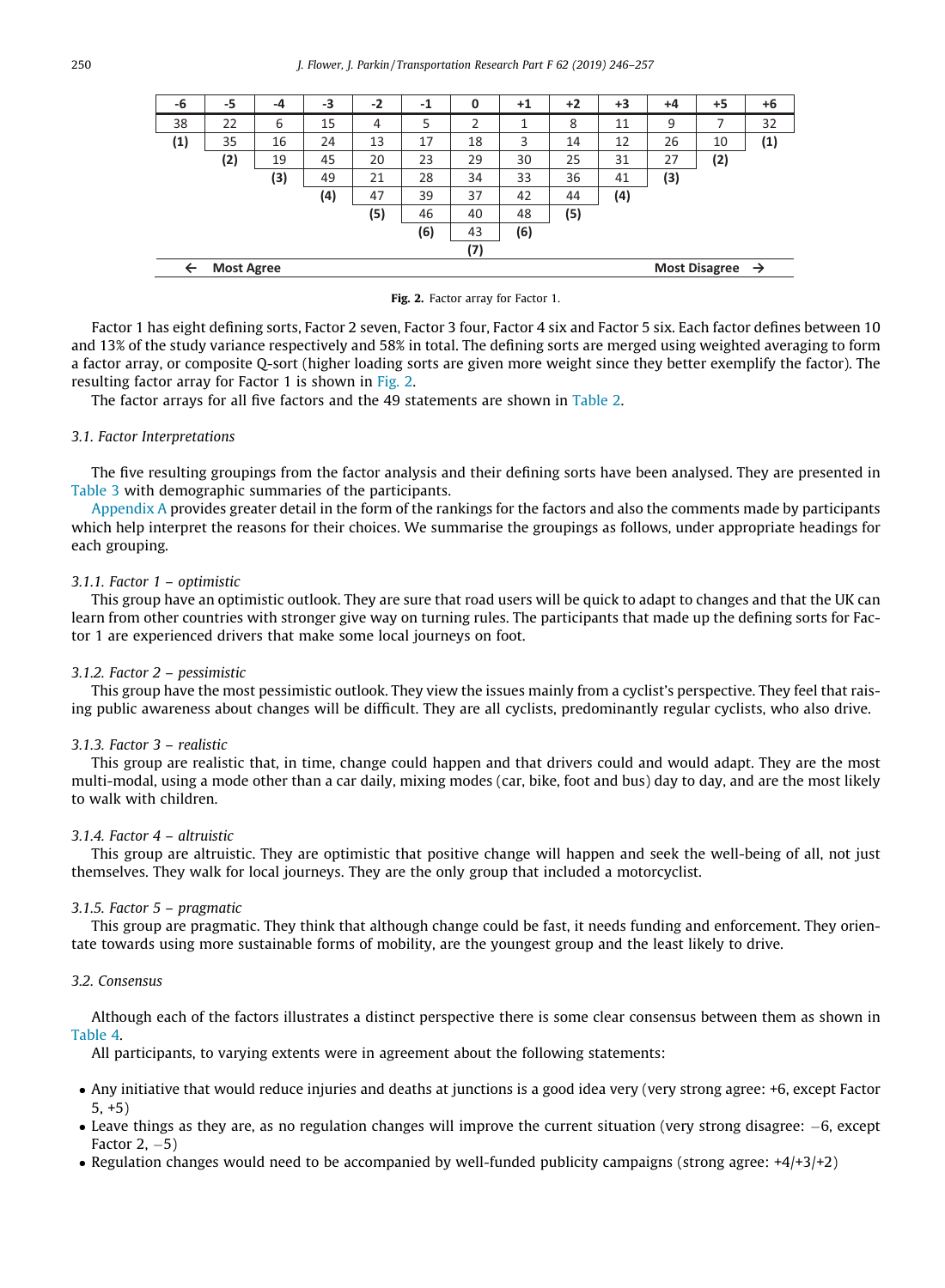| -6 | -5 | -4 | -3 | -2 | -1 | 0 | +1 | +2 | +3 | +4 | +5 | +6 |
|---|---|---|---|---|---|---|---|---|---|---|---|---|
| 38 | 22 | 6 | 15 | 4 | 5 | 2 | 1 | 8 | 11 | 9 | 7 | 32 |
| (1) | 35 | 16 | 24 | 13 | 17 | 18 | 3 | 14 | 12 | 26 | 10 | (1) |
| | (2) | 19 | 45 | 20 | 23 | 29 | 30 | 25 | 31 | 27 | (2) | |
| | | (3) | 49 | 21 | 28 | 34 | 33 | 36 | 41 | (3) | | |
| | | | (4) | 47 | 39 | 37 | 42 | 44 | (4) | | | |
| | | | | (5) | 46 | 40 | 48 | (5) | | | | |
| | | | | | (6) | 43 | (6) | | | | | |
| | | | | | | (7) | | | | | | |

← Most Agree    Most Disagree →

**Fig. 2.** Factor array for Factor 1.

Factor 1 has eight defining sorts, Factor 2 seven, Factor 3 four, Factor 4 six and Factor 5 six. Each factor defines between 10 and 13% of the study variance respectively and 58% in total. The defining sorts are merged using weighted averaging to form a factor array, or composite Q-sort (higher loading sorts are given more weight since they better exemplify the factor). The resulting factor array for Factor 1 is shown in Fig. 2.

The factor arrays for all five factors and the 49 statements are shown in Table 2.

### 3.1. Factor Interpretations

The five resulting groupings from the factor analysis and their defining sorts have been analysed. They are presented in Table 3 with demographic summaries of the participants.

Appendix A provides greater detail in the form of the rankings for the factors and also the comments made by participants which help interpret the reasons for their choices. We summarise the groupings as follows, under appropriate headings for each grouping.

#### 3.1.1. Factor 1 – optimistic

This group have an optimistic outlook. They are sure that road users will be quick to adapt to changes and that the UK can learn from other countries with stronger give way on turning rules. The participants that made up the defining sorts for Factor 1 are experienced drivers that make some local journeys on foot.

#### 3.1.2. Factor 2 – pessimistic

This group have the most pessimistic outlook. They view the issues mainly from a cyclist's perspective. They feel that raising public awareness about changes will be difficult. They are all cyclists, predominantly regular cyclists, who also drive.

#### 3.1.3. Factor 3 – realistic

This group are realistic that, in time, change could happen and that drivers could and would adapt. They are the most multi-modal, using a mode other than a car daily, mixing modes (car, bike, foot and bus) day to day, and are the most likely to walk with children.

#### 3.1.4. Factor 4 – altruistic

This group are altruistic. They are optimistic that positive change will happen and seek the well-being of all, not just themselves. They walk for local journeys. They are the only group that included a motorcyclist.

#### 3.1.5. Factor 5 – pragmatic

This group are pragmatic. They think that although change could be fast, it needs funding and enforcement. They orientate towards using more sustainable forms of mobility, are the youngest group and the least likely to drive.

### 3.2. Consensus

Although each of the factors illustrates a distinct perspective there is some clear consensus between them as shown in Table 4.

All participants, to varying extents were in agreement about the following statements:

- Any initiative that would reduce injuries and deaths at junctions is a good idea very (very strong agree: +6, except Factor 5, +5)
- Leave things as they are, as no regulation changes will improve the current situation (very strong disagree: −6, except Factor 2, −5)
- Regulation changes would need to be accompanied by well-funded publicity campaigns (strong agree: +4/+3/+2)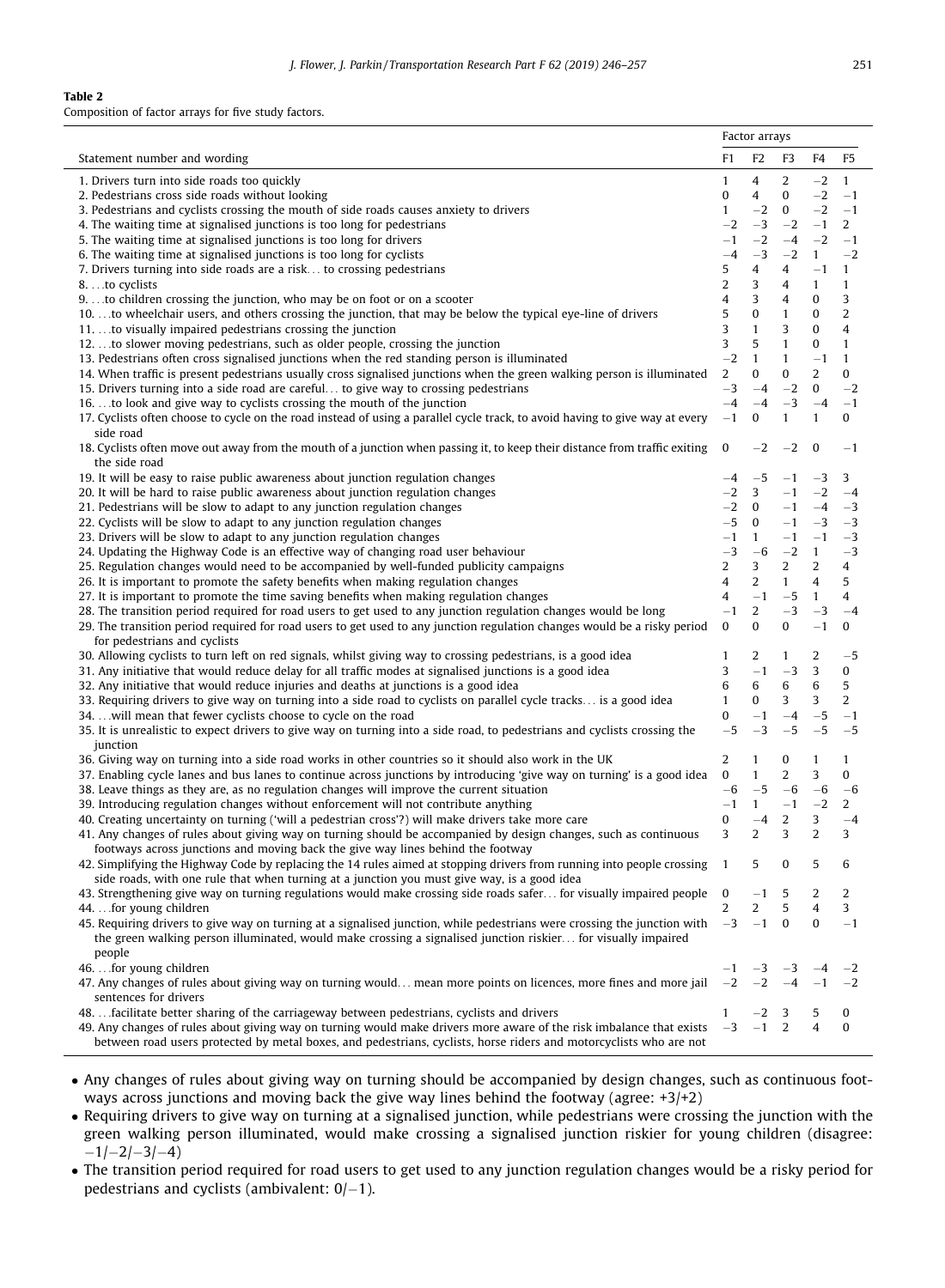**Table 2**
Composition of factor arrays for five study factors.

| Statement number and wording | Factor arrays | | | | |
|---|---|---|---|---|---|
| | F1 | F2 | F3 | F4 | F5 |
| 1. Drivers turn into side roads too quickly | 1 | 4 | 2 | −2 | 1 |
| 2. Pedestrians cross side roads without looking | 0 | 4 | 0 | −2 | −1 |
| 3. Pedestrians and cyclists crossing the mouth of side roads causes anxiety to drivers | 1 | −2 | 0 | −2 | −1 |
| 4. The waiting time at signalised junctions is too long for pedestrians | −2 | −3 | −2 | −1 | 2 |
| 5. The waiting time at signalised junctions is too long for drivers | −1 | −2 | −4 | −2 | −1 |
| 6. The waiting time at signalised junctions is too long for cyclists | −4 | −3 | −2 | 1 | −2 |
| 7. Drivers turning into side roads are a risk… to crossing pedestrians | 5 | 4 | 4 | −1 | 1 |
| 8. …to cyclists | 2 | 3 | 4 | 1 | 1 |
| 9. …to children crossing the junction, who may be on foot or on a scooter | 4 | 3 | 4 | 0 | 3 |
| 10. …to wheelchair users, and others crossing the junction, that may be below the typical eye-line of drivers | 5 | 0 | 1 | 0 | 2 |
| 11. …to visually impaired pedestrians crossing the junction | 3 | 1 | 3 | 0 | 4 |
| 12. …to slower moving pedestrians, such as older people, crossing the junction | 3 | 5 | 1 | 0 | 1 |
| 13. Pedestrians often cross signalised junctions when the red standing person is illuminated | −2 | 1 | 1 | −1 | 1 |
| 14. When traffic is present pedestrians usually cross signalised junctions when the green walking person is illuminated | 2 | 0 | 0 | 2 | 0 |
| 15. Drivers turning into a side road are careful… to give way to crossing pedestrians | −3 | −4 | −2 | 0 | −2 |
| 16. …to look and give way to cyclists crossing the mouth of the junction | −4 | −4 | −3 | −4 | −1 |
| 17. Cyclists often choose to cycle on the road instead of using a parallel cycle track, to avoid having to give way at every side road | −1 | 0 | 1 | 1 | 0 |
| 18. Cyclists often move out away from the mouth of a junction when passing it, to keep their distance from traffic exiting the side road | 0 | −2 | −2 | 0 | −1 |
| 19. It will be easy to raise public awareness about junction regulation changes | −4 | −5 | −1 | −3 | 3 |
| 20. It will be hard to raise public awareness about junction regulation changes | −2 | 3 | −1 | −2 | −4 |
| 21. Pedestrians will be slow to adapt to any junction regulation changes | −2 | 0 | −1 | −4 | −3 |
| 22. Cyclists will be slow to adapt to any junction regulation changes | −5 | 0 | −1 | −3 | −3 |
| 23. Drivers will be slow to adapt to any junction regulation changes | −1 | 1 | −1 | −1 | −3 |
| 24. Updating the Highway Code is an effective way of changing road user behaviour | −3 | −6 | −2 | 1 | −3 |
| 25. Regulation changes would need to be accompanied by well-funded publicity campaigns | 2 | 3 | 2 | 2 | 4 |
| 26. It is important to promote the safety benefits when making regulation changes | 4 | 2 | 1 | 4 | 5 |
| 27. It is important to promote the time saving benefits when making regulation changes | 4 | −1 | −5 | 1 | 4 |
| 28. The transition period required for road users to get used to any junction regulation changes would be long | −1 | 2 | −3 | −3 | −4 |
| 29. The transition period required for road users to get used to any junction regulation changes would be a risky period for pedestrians and cyclists | 0 | 0 | 0 | −1 | 0 |
| 30. Allowing cyclists to turn left on red signals, whilst giving way to crossing pedestrians, is a good idea | 1 | 2 | 1 | 2 | −5 |
| 31. Any initiative that would reduce delay for all traffic modes at signalised junctions is a good idea | 3 | −1 | −3 | 3 | 0 |
| 32. Any initiative that would reduce injuries and deaths at junctions is a good idea | 6 | 6 | 6 | 6 | 5 |
| 33. Requiring drivers to give way on turning into a side road to cyclists on parallel cycle tracks… is a good idea | 1 | 0 | 3 | 3 | 2 |
| 34. …will mean that fewer cyclists choose to cycle on the road | 0 | −1 | −4 | −5 | −1 |
| 35. It is unrealistic to expect drivers to give way on turning into a side road, to pedestrians and cyclists crossing the junction | −5 | −3 | −5 | −5 | −5 |
| 36. Giving way on turning into a side road works in other countries so it should also work in the UK | 2 | 1 | 0 | 1 | 1 |
| 37. Enabling cycle lanes and bus lanes to continue across junctions by introducing 'give way on turning' is a good idea | 0 | 1 | 2 | 3 | 0 |
| 38. Leave things as they are, as no regulation changes will improve the current situation | −6 | −5 | −6 | −6 | −6 |
| 39. Introducing regulation changes without enforcement will not contribute anything | −1 | 1 | −1 | −2 | 2 |
| 40. Creating uncertainty on turning ('will a pedestrian cross'?) will make drivers take more care | 0 | −4 | 2 | 3 | −4 |
| 41. Any changes of rules about giving way on turning should be accompanied by design changes, such as continuous footways across junctions and moving back the give way lines behind the footway | 3 | 2 | 3 | 2 | 3 |
| 42. Simplifying the Highway Code by replacing the 14 rules aimed at stopping drivers from running into people crossing side roads, with one rule that when turning at a junction you must give way, is a good idea | 1 | 5 | 0 | 5 | 6 |
| 43. Strengthening give way on turning regulations would make crossing side roads safer… for visually impaired people | 0 | −1 | 5 | 2 | 2 |
| 44. …for young children | 2 | 2 | 5 | 4 | 3 |
| 45. Requiring drivers to give way on turning at a signalised junction, while pedestrians were crossing the junction with the green walking person illuminated, would make crossing a signalised junction riskier… for visually impaired people | −3 | −1 | 0 | 0 | −1 |
| 46. …for young children | −1 | −3 | −3 | −4 | −2 |
| 47. Any changes of rules about giving way on turning would… mean more points on licences, more fines and more jail sentences for drivers | −2 | −2 | −4 | −1 | −2 |
| 48. …facilitate better sharing of the carriageway between pedestrians, cyclists and drivers | 1 | −2 | 3 | 5 | 0 |
| 49. Any changes of rules about giving way on turning would make drivers more aware of the risk imbalance that exists between road users protected by metal boxes, and pedestrians, cyclists, horse riders and motorcyclists who are not | −3 | −1 | 2 | 4 | 0 |

- Any changes of rules about giving way on turning should be accompanied by design changes, such as continuous footways across junctions and moving back the give way lines behind the footway (agree: +3/+2)
- Requiring drivers to give way on turning at a signalised junction, while pedestrians were crossing the junction with the green walking person illuminated, would make crossing a signalised junction riskier for young children (disagree: −1/−2/−3/−4)
- The transition period required for road users to get used to any junction regulation changes would be a risky period for pedestrians and cyclists (ambivalent: 0/−1).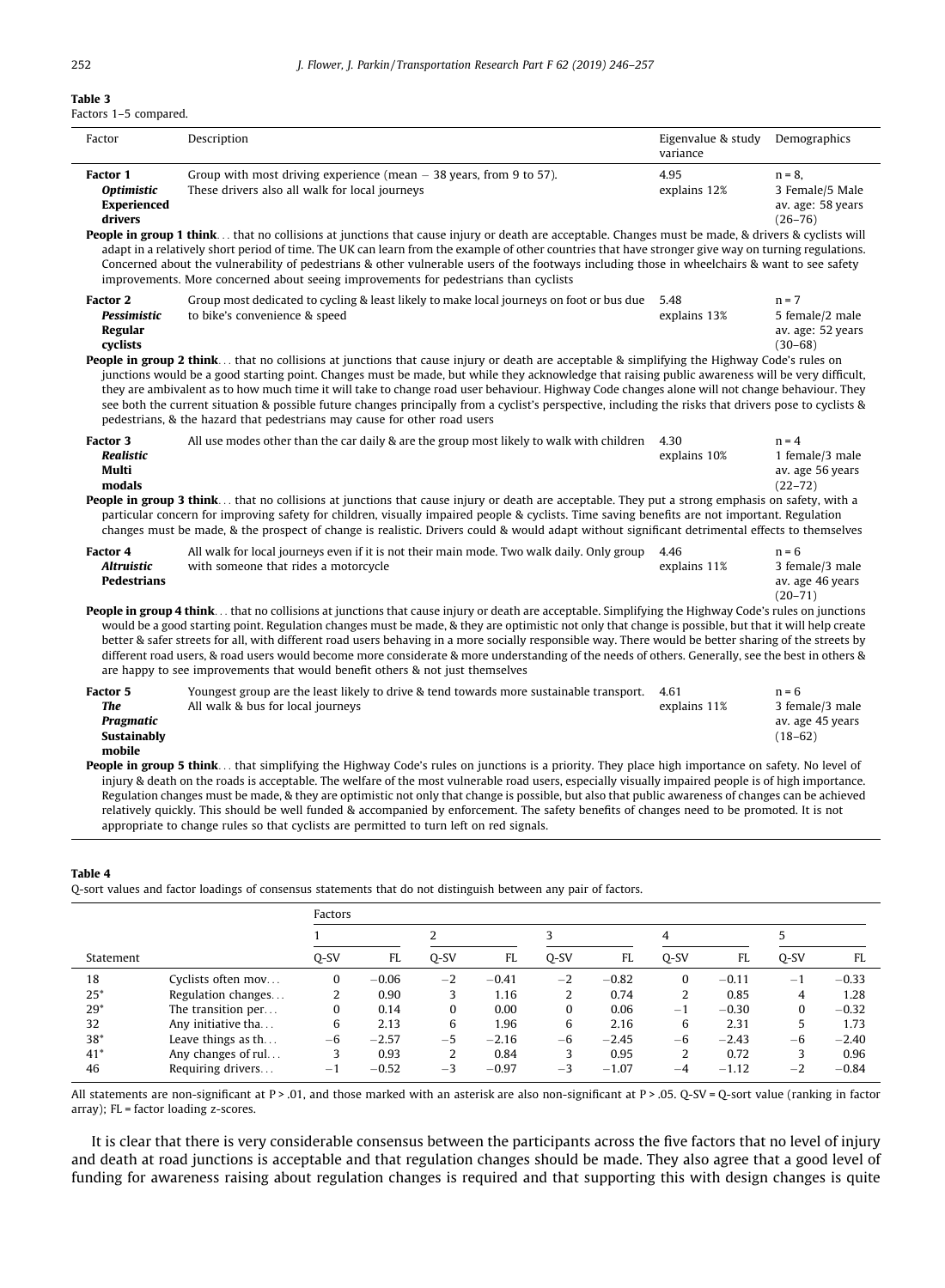**Table 3**
Factors 1–5 compared.

| Factor | Description | Eigenvalue & study variance | Demographics |
|---|---|---|---|
| **Factor 1** ***Optimistic*** **Experienced drivers** | Group with most driving experience (mean – 38 years, from 9 to 57). These drivers also all walk for local journeys | 4.95 explains 12% | n = 8, 3 Female/5 Male av. age: 58 years (26–76) |
| **People in group 1 think**… that no collisions at junctions that cause injury or death are acceptable. Changes must be made, & drivers & cyclists will adapt in a relatively short period of time. The UK can learn from the example of other countries that have stronger give way on turning regulations. Concerned about the vulnerability of pedestrians & other vulnerable users of the footways including those in wheelchairs & want to see safety improvements. More concerned about seeing improvements for pedestrians than cyclists | | | |
| **Factor 2** ***Pessimistic*** **Regular cyclists** | Group most dedicated to cycling & least likely to make local journeys on foot or bus due to bike's convenience & speed | 5.48 explains 13% | n = 7 5 female/2 male av. age: 52 years (30–68) |
| **People in group 2 think**… that no collisions at junctions that cause injury or death are acceptable & simplifying the Highway Code's rules on junctions would be a good starting point. Changes must be made, but while they acknowledge that raising public awareness will be very difficult, they are ambivalent as to how much time it will take to change road user behaviour. Highway Code changes alone will not change behaviour. They see both the current situation & possible future changes principally from a cyclist's perspective, including the risks that drivers pose to cyclists & pedestrians, & the hazard that pedestrians may cause for other road users | | | |
| **Factor 3** ***Realistic*** **Multi modals** | All use modes other than the car daily & are the group most likely to walk with children | 4.30 explains 10% | n = 4 1 female/3 male av. age 56 years (22–72) |
| **People in group 3 think**… that no collisions at junctions that cause injury or death are acceptable. They put a strong emphasis on safety, with a particular concern for improving safety for children, visually impaired people & cyclists. Time saving benefits are not important. Regulation changes must be made, & the prospect of change is realistic. Drivers could & would adapt without significant detrimental effects to themselves | | | |
| **Factor 4** ***Altruistic*** **Pedestrians** | All walk for local journeys even if it is not their main mode. Two walk daily. Only group with someone that rides a motorcycle | 4.46 explains 11% | n = 6 3 female/3 male av. age 46 years (20–71) |
| **People in group 4 think**… that no collisions at junctions that cause injury or death are acceptable. Simplifying the Highway Code's rules on junctions would be a good starting point. Regulation changes must be made, & they are optimistic not only that change is possible, but that it will help create better & safer streets for all, with different road users behaving in a more socially responsible way. There would be better sharing of the streets by different road users, & road users would become more considerate & more understanding of the needs of others. Generally, see the best in others & are happy to see improvements that would benefit others & not just themselves | | | |
| **Factor 5** ***The Pragmatic*** **Sustainably mobile** | Youngest group are the least likely to drive & tend towards more sustainable transport. All walk & bus for local journeys | 4.61 explains 11% | n = 6 3 female/3 male av. age 45 years (18–62) |
| **People in group 5 think**… that simplifying the Highway Code's rules on junctions is a priority. They place high importance on safety. No level of injury & death on the roads is acceptable. The welfare of the most vulnerable road users, especially visually impaired people is of high importance. Regulation changes must be made, & they are optimistic not only that change is possible, but also that public awareness of changes can be achieved relatively quickly. This should be well funded & accompanied by enforcement. The safety benefits of changes need to be promoted. It is not appropriate to change rules so that cyclists are permitted to turn left on red signals. | | | |

**Table 4**
Q-sort values and factor loadings of consensus statements that do not distinguish between any pair of factors.

| | | Factors | | | | | | | | | |
|---|---|---|---|---|---|---|---|---|---|---|---|
| | | 1 | | 2 | | 3 | | 4 | | 5 | |
| Statement | | Q-SV | FL | Q-SV | FL | Q-SV | FL | Q-SV | FL | Q-SV | FL |
| 18 | Cyclists often mov… | 0 | −0.06 | −2 | −0.41 | −2 | −0.82 | 0 | −0.11 | −1 | −0.33 |
| 25* | Regulation changes… | 2 | 0.90 | 3 | 1.16 | 2 | 0.74 | 2 | 0.85 | 4 | 1.28 |
| 29* | The transition per… | 0 | 0.14 | 0 | 0.00 | 0 | 0.06 | −1 | −0.30 | 0 | −0.32 |
| 32 | Any initiative tha… | 6 | 2.13 | 6 | 1.96 | 6 | 2.16 | 6 | 2.31 | 5 | 1.73 |
| 38* | Leave things as th… | −6 | −2.57 | −5 | −2.16 | −6 | −2.45 | −6 | −2.43 | −6 | −2.40 |
| 41* | Any changes of rul… | 3 | 0.93 | 2 | 0.84 | 3 | 0.95 | 2 | 0.72 | 3 | 0.96 |
| 46 | Requiring drivers… | −1 | −0.52 | −3 | −0.97 | −3 | −1.07 | −4 | −1.12 | −2 | −0.84 |

All statements are non-significant at P > .01, and those marked with an asterisk are also non-significant at P > .05. Q-SV = Q-sort value (ranking in factor array); FL = factor loading z-scores.

It is clear that there is very considerable consensus between the participants across the five factors that no level of injury and death at road junctions is acceptable and that regulation changes should be made. They also agree that a good level of funding for awareness raising about regulation changes is required and that supporting this with design changes is quite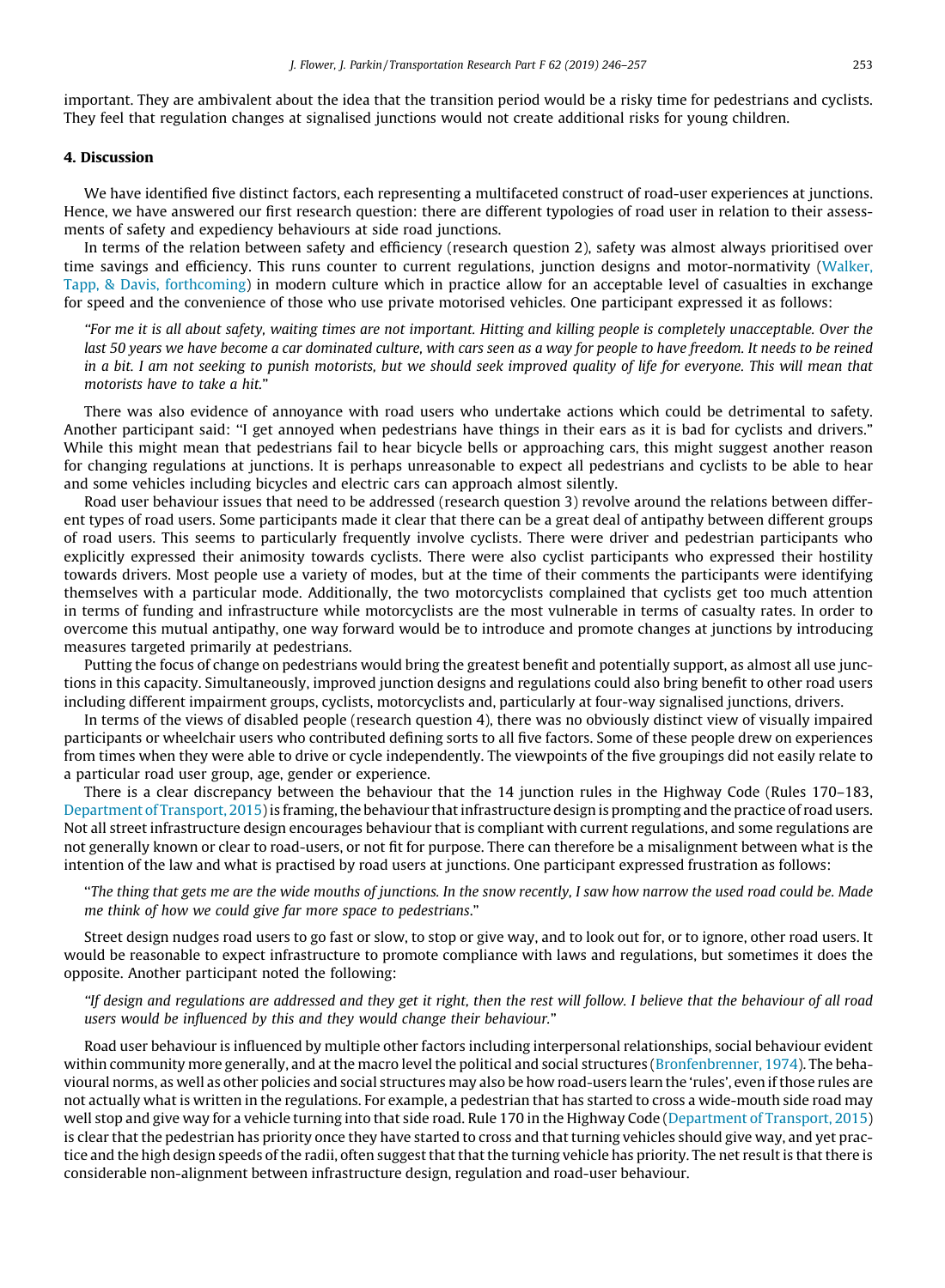important. They are ambivalent about the idea that the transition period would be a risky time for pedestrians and cyclists. They feel that regulation changes at signalised junctions would not create additional risks for young children.

## 4. Discussion

We have identified five distinct factors, each representing a multifaceted construct of road-user experiences at junctions. Hence, we have answered our first research question: there are different typologies of road user in relation to their assessments of safety and expediency behaviours at side road junctions.

In terms of the relation between safety and efficiency (research question 2), safety was almost always prioritised over time savings and efficiency. This runs counter to current regulations, junction designs and motor-normativity (Walker, Tapp, & Davis, forthcoming) in modern culture which in practice allow for an acceptable level of casualties in exchange for speed and the convenience of those who use private motorised vehicles. One participant expressed it as follows:

> *"For me it is all about safety, waiting times are not important. Hitting and killing people is completely unacceptable. Over the last 50 years we have become a car dominated culture, with cars seen as a way for people to have freedom. It needs to be reined in a bit. I am not seeking to punish motorists, but we should seek improved quality of life for everyone. This will mean that motorists have to take a hit."*

There was also evidence of annoyance with road users who undertake actions which could be detrimental to safety. Another participant said: "I get annoyed when pedestrians have things in their ears as it is bad for cyclists and drivers." While this might mean that pedestrians fail to hear bicycle bells or approaching cars, this might suggest another reason for changing regulations at junctions. It is perhaps unreasonable to expect all pedestrians and cyclists to be able to hear and some vehicles including bicycles and electric cars can approach almost silently.

Road user behaviour issues that need to be addressed (research question 3) revolve around the relations between different types of road users. Some participants made it clear that there can be a great deal of antipathy between different groups of road users. This seems to particularly frequently involve cyclists. There were driver and pedestrian participants who explicitly expressed their animosity towards cyclists. There were also cyclist participants who expressed their hostility towards drivers. Most people use a variety of modes, but at the time of their comments the participants were identifying themselves with a particular mode. Additionally, the two motorcyclists complained that cyclists get too much attention in terms of funding and infrastructure while motorcyclists are the most vulnerable in terms of casualty rates. In order to overcome this mutual antipathy, one way forward would be to introduce and promote changes at junctions by introducing measures targeted primarily at pedestrians.

Putting the focus of change on pedestrians would bring the greatest benefit and potentially support, as almost all use junctions in this capacity. Simultaneously, improved junction designs and regulations could also bring benefit to other road users including different impairment groups, cyclists, motorcyclists and, particularly at four-way signalised junctions, drivers.

In terms of the views of disabled people (research question 4), there was no obviously distinct view of visually impaired participants or wheelchair users who contributed defining sorts to all five factors. Some of these people drew on experiences from times when they were able to drive or cycle independently. The viewpoints of the five groupings did not easily relate to a particular road user group, age, gender or experience.

There is a clear discrepancy between the behaviour that the 14 junction rules in the Highway Code (Rules 170–183, Department of Transport, 2015) is framing, the behaviour that infrastructure design is prompting and the practice of road users. Not all street infrastructure design encourages behaviour that is compliant with current regulations, and some regulations are not generally known or clear to road-users, or not fit for purpose. There can therefore be a misalignment between what is the intention of the law and what is practised by road users at junctions. One participant expressed frustration as follows:

> "*The thing that gets me are the wide mouths of junctions. In the snow recently, I saw how narrow the used road could be. Made me think of how we could give far more space to pedestrians*."

Street design nudges road users to go fast or slow, to stop or give way, and to look out for, or to ignore, other road users. It would be reasonable to expect infrastructure to promote compliance with laws and regulations, but sometimes it does the opposite. Another participant noted the following:

> *"If design and regulations are addressed and they get it right, then the rest will follow. I believe that the behaviour of all road users would be influenced by this and they would change their behaviour."*

Road user behaviour is influenced by multiple other factors including interpersonal relationships, social behaviour evident within community more generally, and at the macro level the political and social structures (Bronfenbrenner, 1974). The behavioural norms, as well as other policies and social structures may also be how road-users learn the 'rules', even if those rules are not actually what is written in the regulations. For example, a pedestrian that has started to cross a wide-mouth side road may well stop and give way for a vehicle turning into that side road. Rule 170 in the Highway Code (Department of Transport, 2015) is clear that the pedestrian has priority once they have started to cross and that turning vehicles should give way, and yet practice and the high design speeds of the radii, often suggest that that the turning vehicle has priority. The net result is that there is considerable non-alignment between infrastructure design, regulation and road-user behaviour.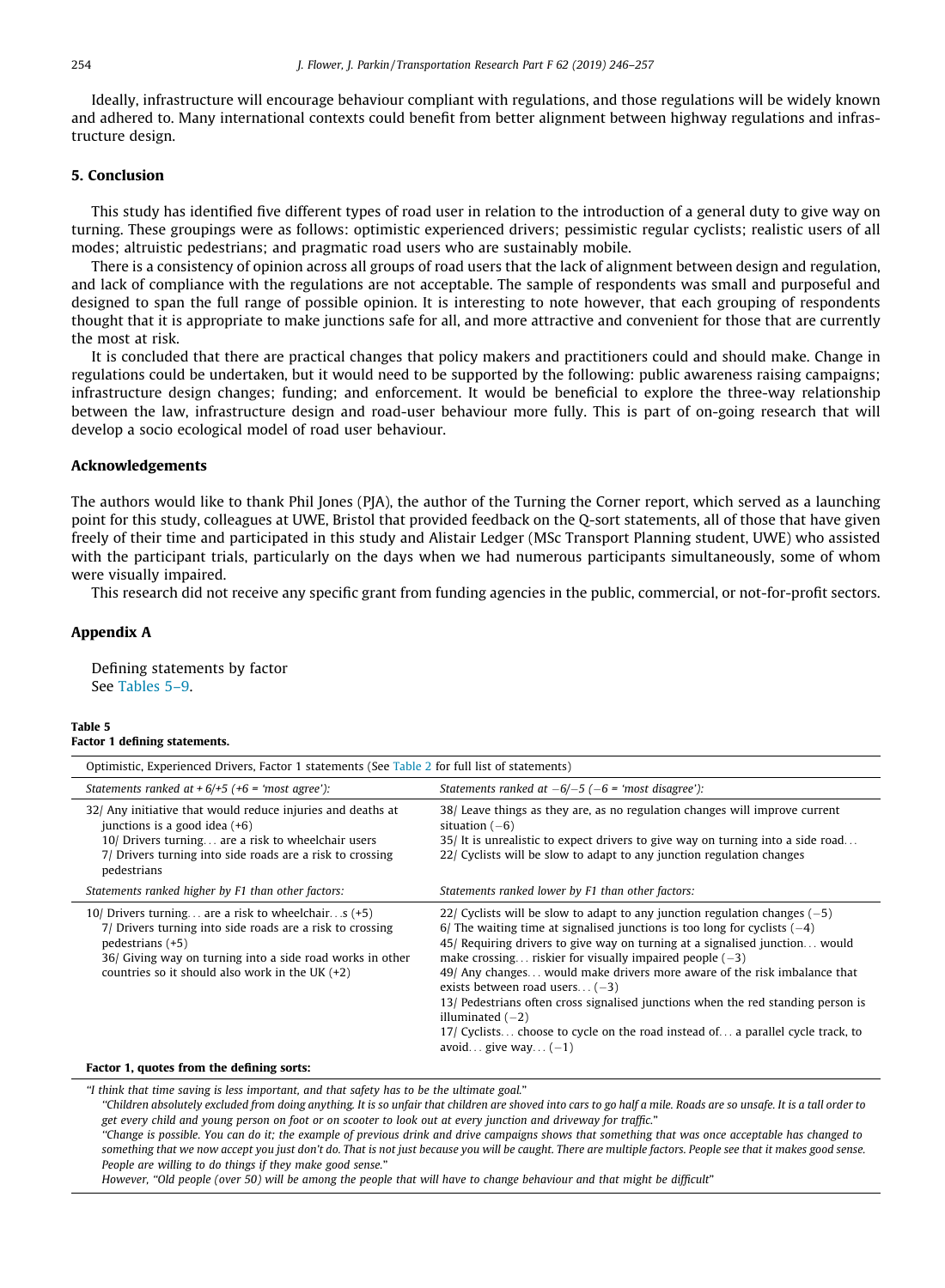Ideally, infrastructure will encourage behaviour compliant with regulations, and those regulations will be widely known and adhered to. Many international contexts could benefit from better alignment between highway regulations and infrastructure design.

## 5. Conclusion

This study has identified five different types of road user in relation to the introduction of a general duty to give way on turning. These groupings were as follows: optimistic experienced drivers; pessimistic regular cyclists; realistic users of all modes; altruistic pedestrians; and pragmatic road users who are sustainably mobile.

There is a consistency of opinion across all groups of road users that the lack of alignment between design and regulation, and lack of compliance with the regulations are not acceptable. The sample of respondents was small and purposeful and designed to span the full range of possible opinion. It is interesting to note however, that each grouping of respondents thought that it is appropriate to make junctions safe for all, and more attractive and convenient for those that are currently the most at risk.

It is concluded that there are practical changes that policy makers and practitioners could and should make. Change in regulations could be undertaken, but it would need to be supported by the following: public awareness raising campaigns; infrastructure design changes; funding; and enforcement. It would be beneficial to explore the three-way relationship between the law, infrastructure design and road-user behaviour more fully. This is part of on-going research that will develop a socio ecological model of road user behaviour.

## Acknowledgements

The authors would like to thank Phil Jones (PJA), the author of the Turning the Corner report, which served as a launching point for this study, colleagues at UWE, Bristol that provided feedback on the Q-sort statements, all of those that have given freely of their time and participated in this study and Alistair Ledger (MSc Transport Planning student, UWE) who assisted with the participant trials, particularly on the days when we had numerous participants simultaneously, some of whom were visually impaired.

This research did not receive any specific grant from funding agencies in the public, commercial, or not-for-profit sectors.

## Appendix A

Defining statements by factor
See Tables 5–9.

**Table 5**
**Factor 1 defining statements.**

| Optimistic, Experienced Drivers, Factor 1 statements (See Table 2 for full list of statements) | |
|---|---|
| *Statements ranked at + 6/+5 (+6 = 'most agree'):* | *Statements ranked at −6/−5 (−6 = 'most disagree'):* |
| 32/ Any initiative that would reduce injuries and deaths at junctions is a good idea (+6)<br>10/ Drivers turning… are a risk to wheelchair users<br>7/ Drivers turning into side roads are a risk to crossing pedestrians | 38/ Leave things as they are, as no regulation changes will improve current situation (−6)<br>35/ It is unrealistic to expect drivers to give way on turning into a side road…<br>22/ Cyclists will be slow to adapt to any junction regulation changes |
| *Statements ranked higher by F1 than other factors:* | *Statements ranked lower by F1 than other factors:* |
| 10/ Drivers turning… are a risk to wheelchair…s (+5)<br>7/ Drivers turning into side roads are a risk to crossing pedestrians (+5)<br>36/ Giving way on turning into a side road works in other countries so it should also work in the UK (+2) | 22/ Cyclists will be slow to adapt to any junction regulation changes (−5)<br>6/ The waiting time at signalised junctions is too long for cyclists (−4)<br>45/ Requiring drivers to give way on turning at a signalised junction… would make crossing… riskier for visually impaired people (−3)<br>49/ Any changes… would make drivers more aware of the risk imbalance that exists between road users… (−3)<br>13/ Pedestrians often cross signalised junctions when the red standing person is illuminated (−2)<br>17/ Cyclists… choose to cycle on the road instead of… a parallel cycle track, to avoid… give way… (−1) |

**Factor 1, quotes from the defining sorts:**

*"I think that time saving is less important, and that safety has to be the ultimate goal."*

*"Children absolutely excluded from doing anything. It is so unfair that children are shoved into cars to go half a mile. Roads are so unsafe. It is a tall order to get every child and young person on foot or on scooter to look out at every junction and driveway for traffic."*

*"Change is possible. You can do it; the example of previous drink and drive campaigns shows that something that was once acceptable has changed to something that we now accept you just don't do. That is not just because you will be caught. There are multiple factors. People see that it makes good sense. People are willing to do things if they make good sense."*

*However, "Old people (over 50) will be among the people that will have to change behaviour and that might be difficult"*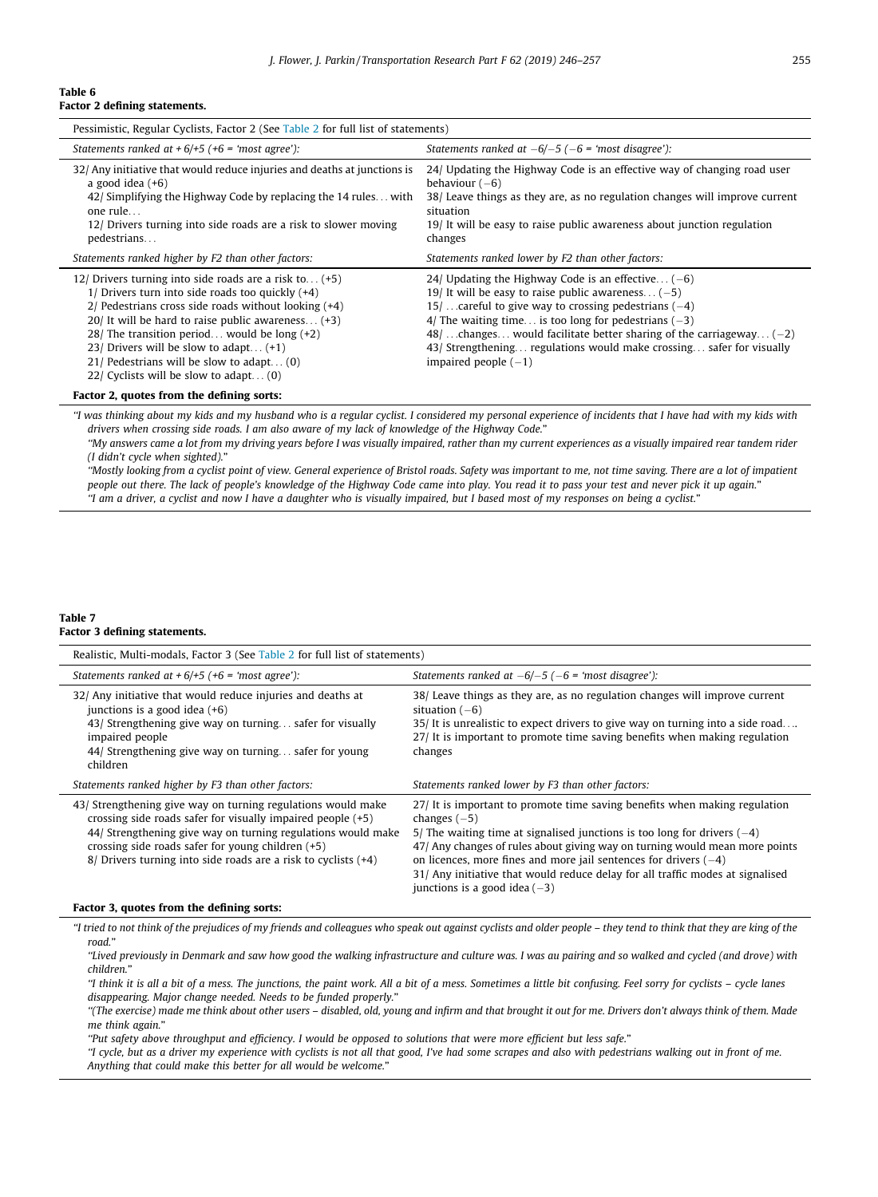**Table 6**
**Factor 2 defining statements.**

| Pessimistic, Regular Cyclists, Factor 2 (See Table 2 for full list of statements) | |
|---|---|
| *Statements ranked at + 6/+5 (+6 = 'most agree'):* | *Statements ranked at −6/−5 (−6 = 'most disagree'):* |
| 32/ Any initiative that would reduce injuries and deaths at junctions is a good idea (+6)<br>42/ Simplifying the Highway Code by replacing the 14 rules… with one rule…<br>12/ Drivers turning into side roads are a risk to slower moving pedestrians… | 24/ Updating the Highway Code is an effective way of changing road user behaviour (−6)<br>38/ Leave things as they are, as no regulation changes will improve current situation<br>19/ It will be easy to raise public awareness about junction regulation changes |
| *Statements ranked higher by F2 than other factors:* | *Statements ranked lower by F2 than other factors:* |
| 12/ Drivers turning into side roads are a risk to… (+5)<br>1/ Drivers turn into side roads too quickly (+4)<br>2/ Pedestrians cross side roads without looking (+4)<br>20/ It will be hard to raise public awareness… (+3)<br>28/ The transition period… would be long (+2)<br>23/ Drivers will be slow to adapt… (+1)<br>21/ Pedestrians will be slow to adapt… (0)<br>22/ Cyclists will be slow to adapt… (0) | 24/ Updating the Highway Code is an effective… (−6)<br>19/ It will be easy to raise public awareness… (−5)<br>15/ …careful to give way to crossing pedestrians (−4)<br>4/ The waiting time… is too long for pedestrians (−3)<br>48/ …changes… would facilitate better sharing of the carriageway… (−2)<br>43/ Strengthening… regulations would make crossing… safer for visually impaired people (−1) |

**Factor 2, quotes from the defining sorts:**

*"I was thinking about my kids and my husband who is a regular cyclist. I considered my personal experience of incidents that I have had with my kids with drivers when crossing side roads. I am also aware of my lack of knowledge of the Highway Code."*

*"My answers came a lot from my driving years before I was visually impaired, rather than my current experiences as a visually impaired rear tandem rider (I didn't cycle when sighted)."*

*"Mostly looking from a cyclist point of view. General experience of Bristol roads. Safety was important to me, not time saving. There are a lot of impatient people out there. The lack of people's knowledge of the Highway Code came into play. You read it to pass your test and never pick it up again."*

*"I am a driver, a cyclist and now I have a daughter who is visually impaired, but I based most of my responses on being a cyclist."*

**Table 7**
**Factor 3 defining statements.**

| Realistic, Multi-modals, Factor 3 (See Table 2 for full list of statements) | |
|---|---|
| *Statements ranked at + 6/+5 (+6 = 'most agree'):* | *Statements ranked at −6/−5 (−6 = 'most disagree'):* |
| 32/ Any initiative that would reduce injuries and deaths at junctions is a good idea (+6)<br>43/ Strengthening give way on turning… safer for visually impaired people<br>44/ Strengthening give way on turning… safer for young children | 38/ Leave things as they are, as no regulation changes will improve current situation (−6)<br>35/ It is unrealistic to expect drivers to give way on turning into a side road….<br>27/ It is important to promote time saving benefits when making regulation changes |
| *Statements ranked higher by F3 than other factors:* | *Statements ranked lower by F3 than other factors:* |
| 43/ Strengthening give way on turning regulations would make crossing side roads safer for visually impaired people (+5)<br>44/ Strengthening give way on turning regulations would make crossing side roads safer for young children (+5)<br>8/ Drivers turning into side roads are a risk to cyclists (+4) | 27/ It is important to promote time saving benefits when making regulation changes (−5)<br>5/ The waiting time at signalised junctions is too long for drivers (−4)<br>47/ Any changes of rules about giving way on turning would mean more points on licences, more fines and more jail sentences for drivers (−4)<br>31/ Any initiative that would reduce delay for all traffic modes at signalised junctions is a good idea (−3) |

**Factor 3, quotes from the defining sorts:**

*"I tried to not think of the prejudices of my friends and colleagues who speak out against cyclists and older people – they tend to think that they are king of the road."*

*"Lived previously in Denmark and saw how good the walking infrastructure and culture was. I was au pairing and so walked and cycled (and drove) with children."*

*"I think it is all a bit of a mess. The junctions, the paint work. All a bit of a mess. Sometimes a little bit confusing. Feel sorry for cyclists – cycle lanes disappearing. Major change needed. Needs to be funded properly."*

*"(The exercise) made me think about other users – disabled, old, young and infirm and that brought it out for me. Drivers don't always think of them. Made me think again."*

*"Put safety above throughput and efficiency. I would be opposed to solutions that were more efficient but less safe."*

*"I cycle, but as a driver my experience with cyclists is not all that good, I've had some scrapes and also with pedestrians walking out in front of me. Anything that could make this better for all would be welcome."*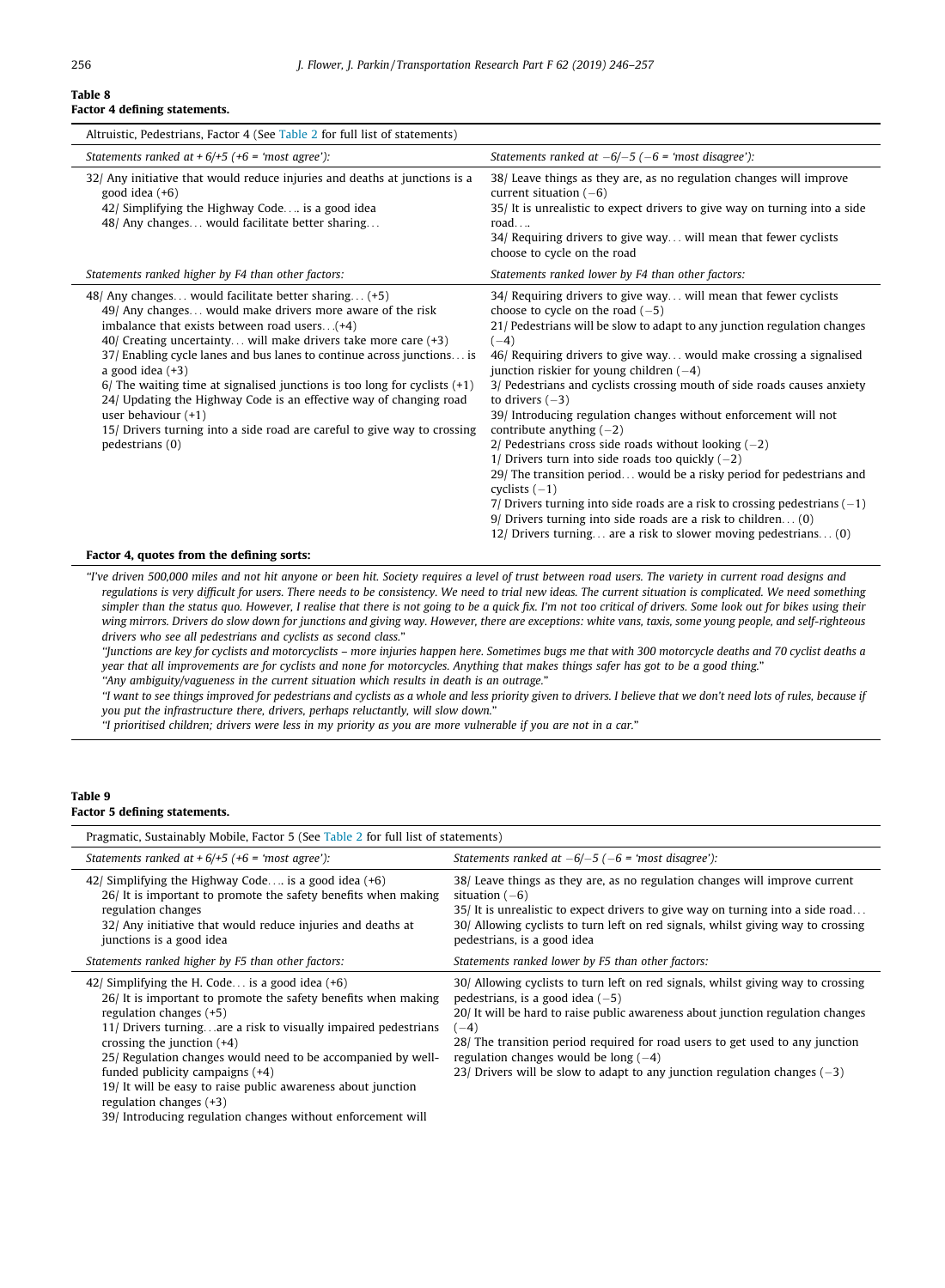**Table 8**
**Factor 4 defining statements.**

| Altruistic, Pedestrians, Factor 4 (See Table 2 for full list of statements) | |
|---|---|
| *Statements ranked at + 6/+5 (+6 = 'most agree'):* | *Statements ranked at −6/−5 (−6 = 'most disagree'):* |
| 32/ Any initiative that would reduce injuries and deaths at junctions is a good idea (+6)<br>42/ Simplifying the Highway Code…. is a good idea<br>48/ Any changes… would facilitate better sharing… | 38/ Leave things as they are, as no regulation changes will improve current situation (−6)<br>35/ It is unrealistic to expect drivers to give way on turning into a side road….<br>34/ Requiring drivers to give way… will mean that fewer cyclists choose to cycle on the road |
| *Statements ranked higher by F4 than other factors:* | *Statements ranked lower by F4 than other factors:* |
| 48/ Any changes… would facilitate better sharing… (+5)<br>49/ Any changes… would make drivers more aware of the risk imbalance that exists between road users…(+4)<br>40/ Creating uncertainty… will make drivers take more care (+3)<br>37/ Enabling cycle lanes and bus lanes to continue across junctions… is a good idea (+3)<br>6/ The waiting time at signalised junctions is too long for cyclists (+1)<br>24/ Updating the Highway Code is an effective way of changing road user behaviour (+1)<br>15/ Drivers turning into a side road are careful to give way to crossing pedestrians (0) | 34/ Requiring drivers to give way… will mean that fewer cyclists choose to cycle on the road (−5)<br>21/ Pedestrians will be slow to adapt to any junction regulation changes (−4)<br>46/ Requiring drivers to give way… would make crossing a signalised junction riskier for young children (−4)<br>3/ Pedestrians and cyclists crossing mouth of side roads causes anxiety to drivers (−3)<br>39/ Introducing regulation changes without enforcement will not contribute anything (−2)<br>2/ Pedestrians cross side roads without looking (−2)<br>1/ Drivers turn into side roads too quickly (−2)<br>29/ The transition period… would be a risky period for pedestrians and cyclists (−1)<br>7/ Drivers turning into side roads are a risk to crossing pedestrians (−1)<br>9/ Drivers turning into side roads are a risk to children… (0)<br>12/ Drivers turning… are a risk to slower moving pedestrians… (0) |

**Factor 4, quotes from the defining sorts:**

*"I've driven 500,000 miles and not hit anyone or been hit. Society requires a level of trust between road users. The variety in current road designs and regulations is very difficult for users. There needs to be consistency. We need to trial new ideas. The current situation is complicated. We need something simpler than the status quo. However, I realise that there is not going to be a quick fix. I'm not too critical of drivers. Some look out for bikes using their wing mirrors. Drivers do slow down for junctions and giving way. However, there are exceptions: white vans, taxis, some young people, and self-righteous drivers who see all pedestrians and cyclists as second class."*

*"Junctions are key for cyclists and motorcyclists – more injuries happen here. Sometimes bugs me that with 300 motorcycle deaths and 70 cyclist deaths a year that all improvements are for cyclists and none for motorcycles. Anything that makes things safer has got to be a good thing."*

*"Any ambiguity/vagueness in the current situation which results in death is an outrage."*

*"I want to see things improved for pedestrians and cyclists as a whole and less priority given to drivers. I believe that we don't need lots of rules, because if you put the infrastructure there, drivers, perhaps reluctantly, will slow down."*

*"I prioritised children; drivers were less in my priority as you are more vulnerable if you are not in a car."*

**Table 9**
**Factor 5 defining statements.**

| Pragmatic, Sustainably Mobile, Factor 5 (See Table 2 for full list of statements) | |
|---|---|
| *Statements ranked at + 6/+5 (+6 = 'most agree'):* | *Statements ranked at −6/−5 (−6 = 'most disagree'):* |
| 42/ Simplifying the Highway Code…. is a good idea (+6)<br>26/ It is important to promote the safety benefits when making regulation changes<br>32/ Any initiative that would reduce injuries and deaths at junctions is a good idea | 38/ Leave things as they are, as no regulation changes will improve current situation (−6)<br>35/ It is unrealistic to expect drivers to give way on turning into a side road…<br>30/ Allowing cyclists to turn left on red signals, whilst giving way to crossing pedestrians, is a good idea |
| *Statements ranked higher by F5 than other factors:* | *Statements ranked lower by F5 than other factors:* |
| 42/ Simplifying the H. Code… is a good idea (+6)<br>26/ It is important to promote the safety benefits when making regulation changes (+5)<br>11/ Drivers turning…are a risk to visually impaired pedestrians crossing the junction (+4)<br>25/ Regulation changes would need to be accompanied by well-funded publicity campaigns (+4)<br>19/ It will be easy to raise public awareness about junction regulation changes (+3)<br>39/ Introducing regulation changes without enforcement will | 30/ Allowing cyclists to turn left on red signals, whilst giving way to crossing pedestrians, is a good idea (−5)<br>20/ It will be hard to raise public awareness about junction regulation changes (−4)<br>28/ The transition period required for road users to get used to any junction regulation changes would be long (−4)<br>23/ Drivers will be slow to adapt to any junction regulation changes (−3) |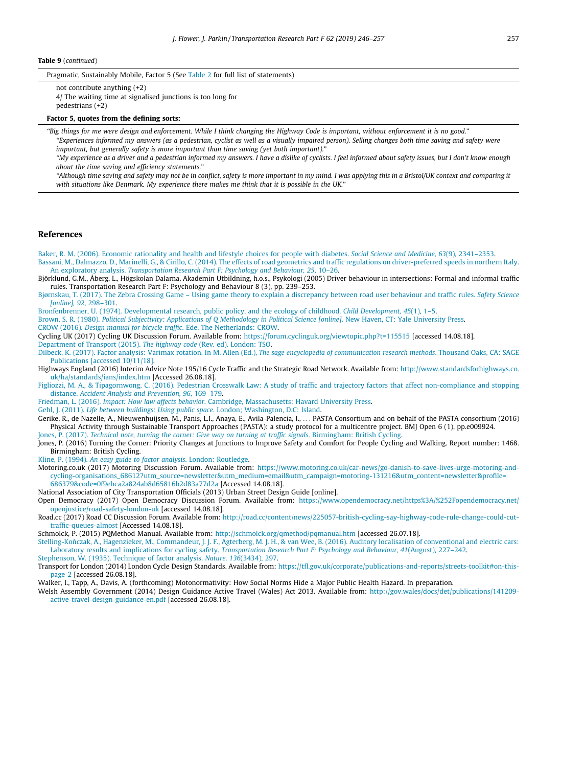**Table 9** (*continued*)

| Pragmatic, Sustainably Mobile, Factor 5 (See Table 2 for full list of statements) |
| --- |
| not contribute anything (+2)<br>4/ The waiting time at signalised junctions is too long for pedestrians (+2) |
| **Factor 5, quotes from the defining sorts:** |
| *"Big things for me were design and enforcement. While I think changing the Highway Code is important, without enforcement it is no good."*<br>*"Experiences informed my answers (as a pedestrian, cyclist as well as a visually impaired person). Selling changes both time saving and safety were important, but generally safety is more important than time saving (yet both important)."*<br>*"My experience as a driver and a pedestrian informed my answers. I have a dislike of cyclists. I feel informed about safety issues, but I don't know enough about the time saving and efficiency statements."*<br>*"Although time saving and safety may not be in conflict, safety is more important in my mind. I was applying this in a Bristol/UK context and comparing it with situations like Denmark. My experience there makes me think that it is possible in the UK."* |

## References

Baker, R. M. (2006). Economic rationality and health and lifestyle choices for people with diabetes. *Social Science and Medicine, 63*(9), 2341–2353.

Bassani, M., Dalmazzo, D., Marinelli, G., & Cirillo, C. (2014). The effects of road geometrics and traffic regulations on driver-preferred speeds in northern Italy. An exploratory analysis. *Transportation Research Part F: Psychology and Behaviour, 25,* 10–26.

Björklund, G.M., Åberg, L., Högskolan Dalarna, Akademin Utbildning, h.o.s., Psykologi (2005) Driver behaviour in intersections: Formal and informal traffic rules. Transportation Research Part F: Psychology and Behaviour 8 (3), pp. 239–253.

Bjørnskau, T. (2017). The Zebra Crossing Game – Using game theory to explain a discrepancy between road user behaviour and traffic rules. *Safety Science [online], 92,* 298–301.

Bronfenbrenner, U. (1974). Developmental research, public policy, and the ecology of childhood. *Child Development, 45*(1), 1–5.

Brown, S. R. (1980). *Political Subjectivity: Applications of Q Methodology in Political Science [online]*. New Haven, CT: Yale University Press.

CROW (2016). *Design manual for bicycle traffic*. Ede, The Netherlands: CROW.

Cycling UK (2017) Cycling UK Discussion Forum. Available from: https://forum.cyclinguk.org/viewtopic.php?t=115515 [accessed 14.08.18].

Department of Transport (2015). *The highway code* (Rev. ed). London: TSO.

Dilbeck, K. (2017). Factor analysis: Varimax rotation. In M. Allen (Ed.), *The sage encyclopedia of communication research methods*. Thousand Oaks, CA: SAGE Publications [accessed 10/11/18].

Highways England (2016) Interim Advice Note 195/16 Cycle Traffic and the Strategic Road Network. Available from: http://www.standardsforhighways.co.uk/ha/standards/ians/index.htm [Accessed 26.08.18].

Figliozzi, M. A., & Tipagornwong, C. (2016). Pedestrian Crosswalk Law: A study of traffic and trajectory factors that affect non-compliance and stopping distance. *Accident Analysis and Prevention, 96,* 169–179.

Friedman, L. (2016). *Impact: How law affects behavior*. Cambridge, Massachusetts: Havard University Press.

Gehl, J. (2011). *Life between buildings: Using public space*. London; Washington, D.C: Island.

Gerike, R., de Nazelle, A., Nieuwenhuijsen, M., Panis, L.I., Anaya, E., Avila-Palencia, I., ... PASTA Consortium and on behalf of the PASTA consortium (2016) Physical Activity through Sustainable Transport Approaches (PASTA): a study protocol for a multicentre project. BMJ Open 6 (1), pp.e009924.

Jones, P. (2017). *Technical note, turning the corner: Give way on turning at traffic signals*. Birmingham: British Cycling.

Jones, P. (2016) Turning the Corner: Priority Changes at Junctions to Improve Safety and Comfort for People Cycling and Walking. Report number: 1468. Birmingham: British Cycling.

Kline, P. (1994). *An easy guide to factor analysis*. London: Routledge.

Motoring.co.uk (2017) Motoring Discussion Forum. Available from: https://www.motoring.co.uk/car-news/go-danish-to-save-lives-urge-motoring-and-cycling-organisations_68612?utm_source=newsletter&utm_medium=email&utm_campaign=motoring-131216&utm_content=newsletter&profile=686379&code=0f9ebca2a824ab8d65816b2d83a77d2a [Accessed 14.08.18].

National Association of City Transportation Officials (2013) Urban Street Design Guide [online].

Open Democracy (2017) Open Democracy Discussion Forum. Available from: https://www.opendemocracy.net/https%3A/%252Fopendemocracy.net/openjustice/road-safety-london-uk [accessed 14.08.18].

Road.cc (2017) Road CC Discussion Forum. Available from: http://road.cc/content/news/225057-british-cycling-say-highway-code-rule-change-could-cut-traffic-queues-almost [Accessed 14.08.18].

Schmolck, P. (2015) PQMethod Manual. Available from: http://schmolck.org/qmethod/pqmanual.htm [accessed 26.07.18].

Stelling-Kończak, A., Hagenzieker, M., Commandeur, J. J. F., Agterberg, M. J. H., & van Wee, B. (2016). Auditory localisation of conventional and electric cars: Laboratory results and implications for cycling safety. *Transportation Research Part F: Psychology and Behaviour, 41*(August), 227–242.

Stephenson, W. (1935). Technique of factor analysis. *Nature, 136*(3434), 297.

Transport for London (2014) London Cycle Design Standards. Available from: https://tfl.gov.uk/corporate/publications-and-reports/streets-toolkit#on-this-page-2 [accessed 26.08.18].

Walker, I., Tapp, A., Davis, A. (forthcoming) Motonormativity: How Social Norms Hide a Major Public Health Hazard. In preparation.

Welsh Assembly Government (2014) Design Guidance Active Travel (Wales) Act 2013. Available from: http://gov.wales/docs/det/publications/141209-active-travel-design-guidance-en.pdf [accessed 26.08.18].